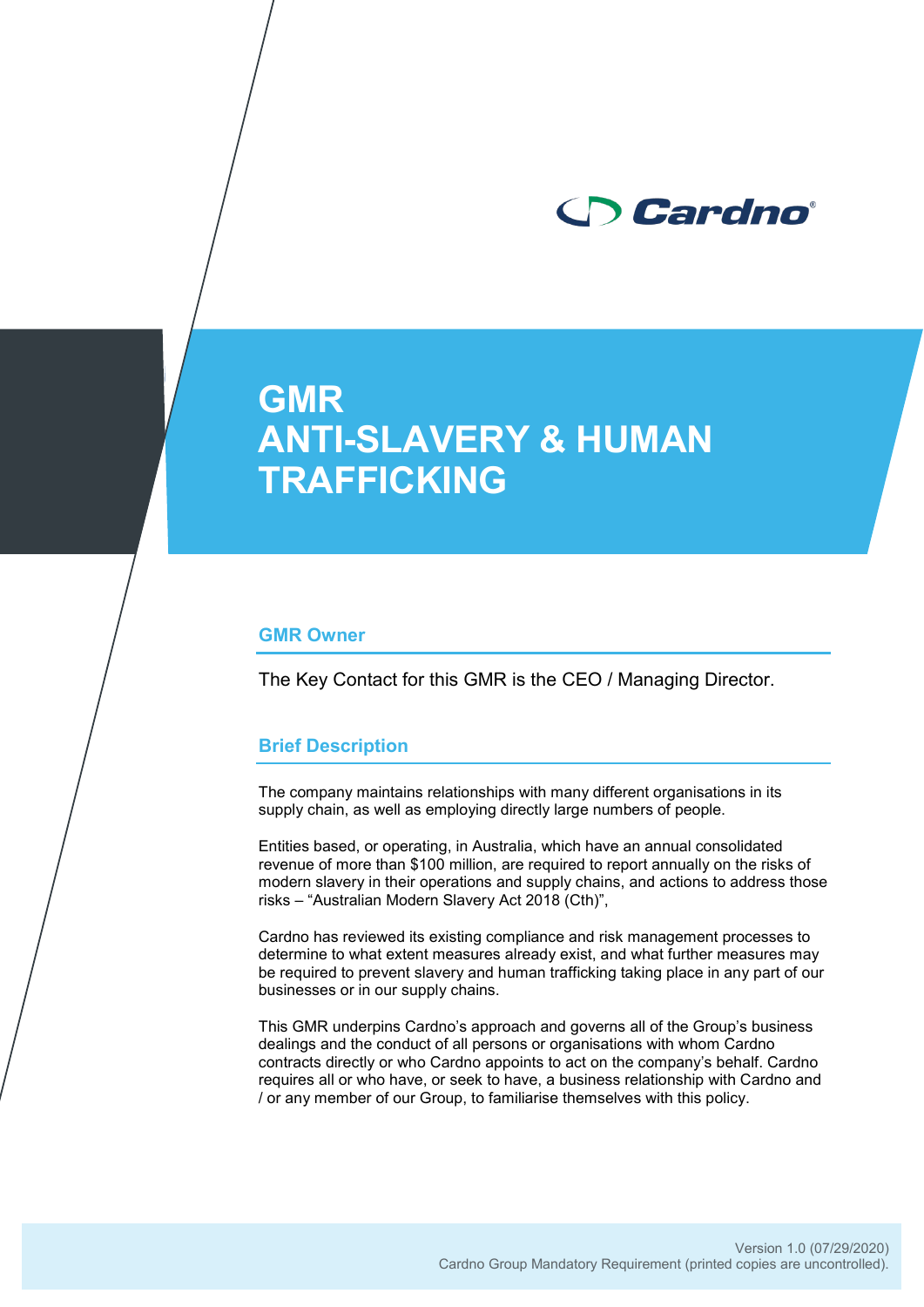Cardno

# GMR ANTI-SLAVERY & HUMAN TRAFFICKING

## GMR Owner

The Key Contact for this GMR is the CEO / Managing Director.

## Brief Description

The company maintains relationships with many different organisations in its supply chain, as well as employing directly large numbers of people.

Entities based, or operating, in Australia, which have an annual consolidated revenue of more than $100 million, are required to report annually on the risks of modern slavery in their operations and supply chains, and actions to address those risks – “Australian Modern Slavery Act 2018 (Cth)”,

Cardno has reviewed its existing compliance and risk management processes to determine to what extent measures already exist, and what further measures may be required to prevent slavery and human trafficking taking place in any part of our businesses or in our supply chains.

This GMR underpins Cardno’s approach and governs all of the Group’s business dealings and the conduct of all persons or organisations with whom Cardno contracts directly or who Cardno appoints to act on the company’s behalf. Cardno requires all or who have, or seek to have, a business relationship with Cardno and / or any member of our Group, to familiarise themselves with this policy.

Version 1.0 (07/29/2020)
Cardno Group Mandatory Requirement (printed copies are uncontrolled).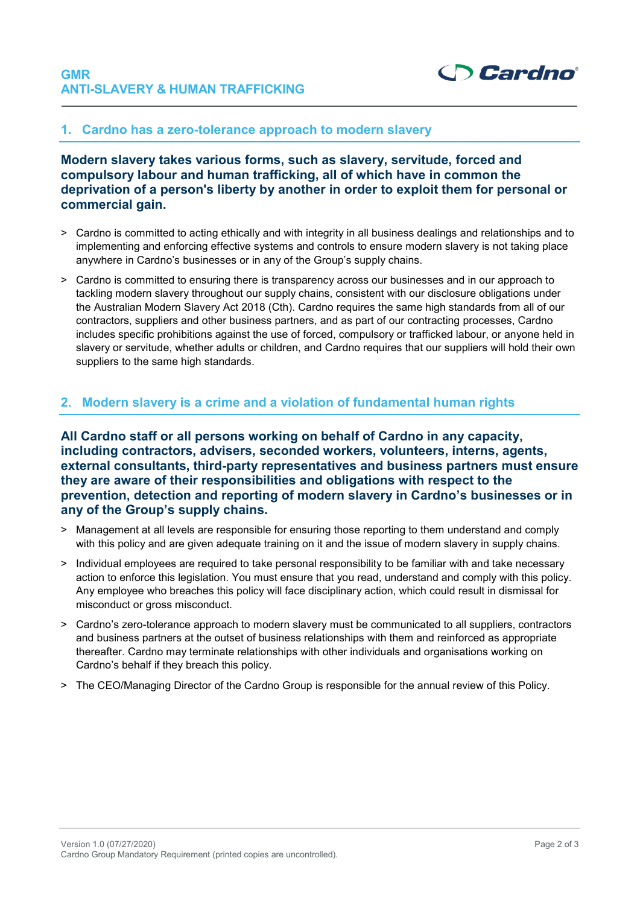## 1. Cardno has a zero-tolerance approach to modern slavery

**Modern slavery takes various forms, such as slavery, servitude, forced and compulsory labour and human trafficking, all of which have in common the deprivation of a person's liberty by another in order to exploit them for personal or commercial gain.**

> Cardno is committed to acting ethically and with integrity in all business dealings and relationships and to implementing and enforcing effective systems and controls to ensure modern slavery is not taking place anywhere in Cardno's businesses or in any of the Group's supply chains.

> Cardno is committed to ensuring there is transparency across our businesses and in our approach to tackling modern slavery throughout our supply chains, consistent with our disclosure obligations under the Australian Modern Slavery Act 2018 (Cth). Cardno requires the same high standards from all of our contractors, suppliers and other business partners, and as part of our contracting processes, Cardno includes specific prohibitions against the use of forced, compulsory or trafficked labour, or anyone held in slavery or servitude, whether adults or children, and Cardno requires that our suppliers will hold their own suppliers to the same high standards.

## 2. Modern slavery is a crime and a violation of fundamental human rights

**All Cardno staff or all persons working on behalf of Cardno in any capacity, including contractors, advisers, seconded workers, volunteers, interns, agents, external consultants, third-party representatives and business partners must ensure they are aware of their responsibilities and obligations with respect to the prevention, detection and reporting of modern slavery in Cardno's businesses or in any of the Group's supply chains.**

> Management at all levels are responsible for ensuring those reporting to them understand and comply with this policy and are given adequate training on it and the issue of modern slavery in supply chains.

> Individual employees are required to take personal responsibility to be familiar with and take necessary action to enforce this legislation. You must ensure that you read, understand and comply with this policy. Any employee who breaches this policy will face disciplinary action, which could result in dismissal for misconduct or gross misconduct.

> Cardno's zero-tolerance approach to modern slavery must be communicated to all suppliers, contractors and business partners at the outset of business relationships with them and reinforced as appropriate thereafter. Cardno may terminate relationships with other individuals and organisations working on Cardno's behalf if they breach this policy.

> The CEO/Managing Director of the Cardno Group is responsible for the annual review of this Policy.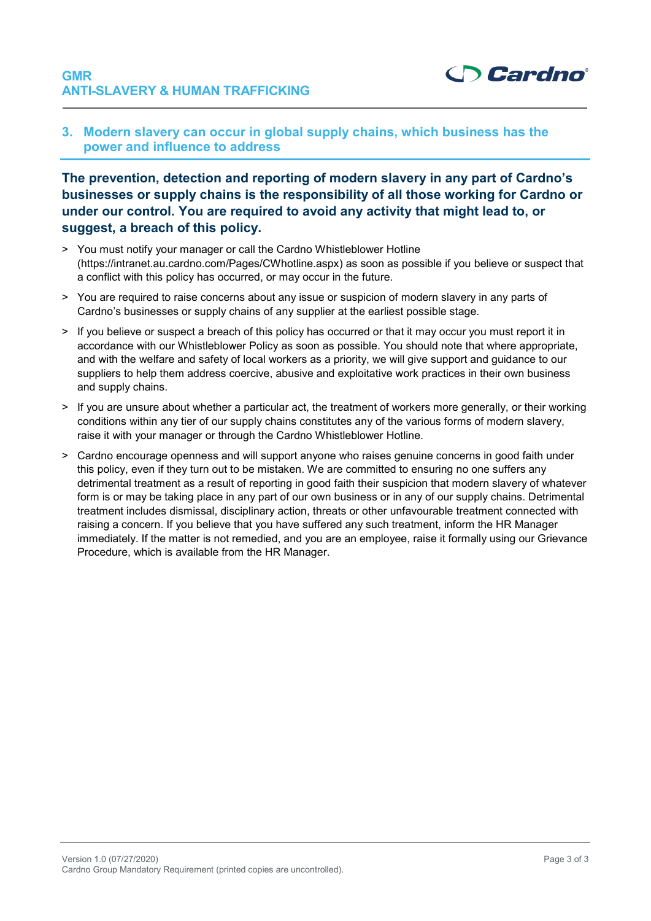## 3. Modern slavery can occur in global supply chains, which business has the power and influence to address

**The prevention, detection and reporting of modern slavery in any part of Cardno's businesses or supply chains is the responsibility of all those working for Cardno or under our control. You are required to avoid any activity that might lead to, or suggest, a breach of this policy.**

> You must notify your manager or call the Cardno Whistleblower Hotline (https://intranet.au.cardno.com/Pages/CWhotline.aspx) as soon as possible if you believe or suspect that a conflict with this policy has occurred, or may occur in the future.

> You are required to raise concerns about any issue or suspicion of modern slavery in any parts of Cardno's businesses or supply chains of any supplier at the earliest possible stage.

> If you believe or suspect a breach of this policy has occurred or that it may occur you must report it in accordance with our Whistleblower Policy as soon as possible. You should note that where appropriate, and with the welfare and safety of local workers as a priority, we will give support and guidance to our suppliers to help them address coercive, abusive and exploitative work practices in their own business and supply chains.

> If you are unsure about whether a particular act, the treatment of workers more generally, or their working conditions within any tier of our supply chains constitutes any of the various forms of modern slavery, raise it with your manager or through the Cardno Whistleblower Hotline.

> Cardno encourage openness and will support anyone who raises genuine concerns in good faith under this policy, even if they turn out to be mistaken. We are committed to ensuring no one suffers any detrimental treatment as a result of reporting in good faith their suspicion that modern slavery of whatever form is or may be taking place in any part of our own business or in any of our supply chains. Detrimental treatment includes dismissal, disciplinary action, threats or other unfavourable treatment connected with raising a concern. If you believe that you have suffered any such treatment, inform the HR Manager immediately. If the matter is not remedied, and you are an employee, raise it formally using our Grievance Procedure, which is available from the HR Manager.